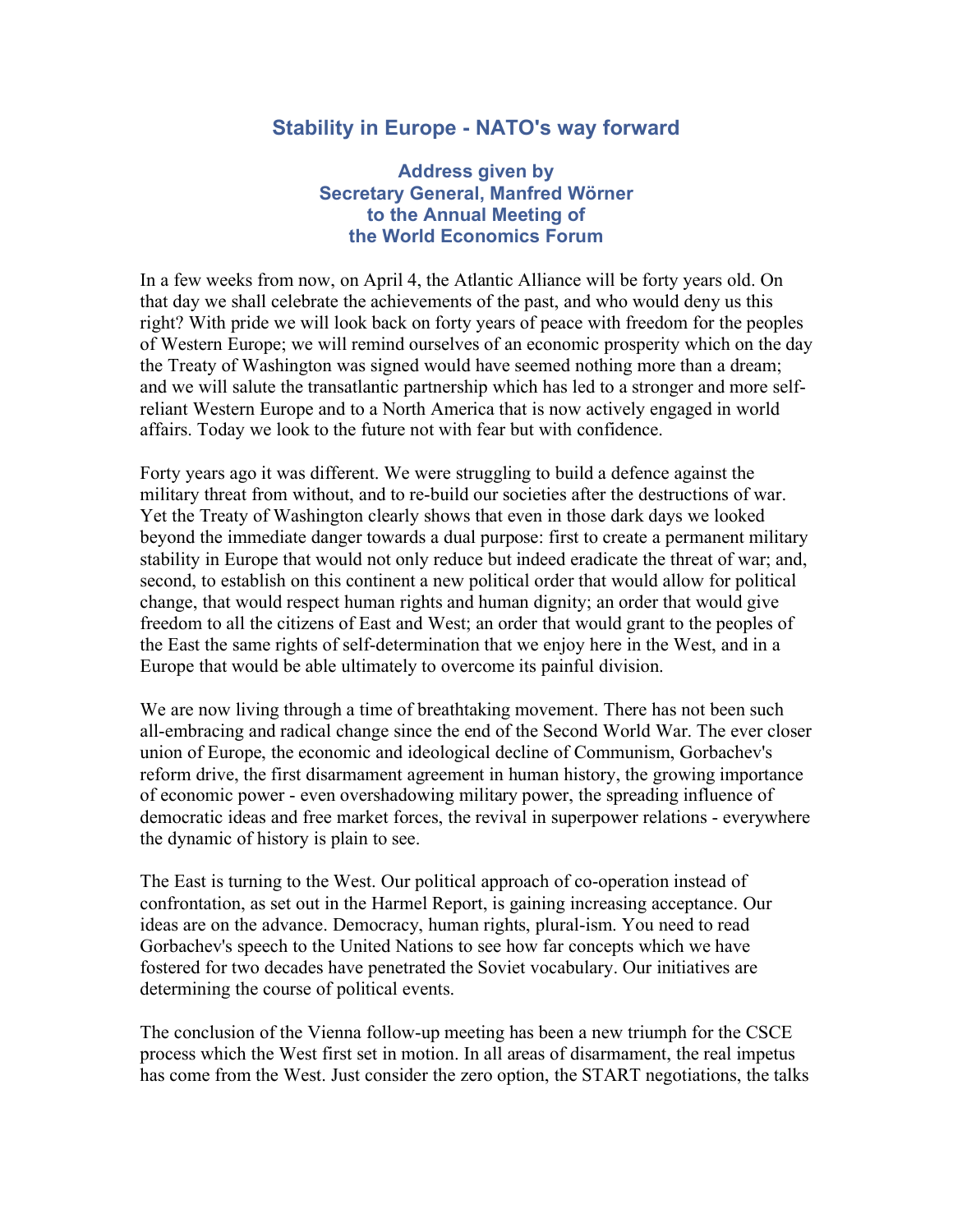# Stability in Europe - NATO's way forward

### Address given by Secretary General, Manfred Wörner to the Annual Meeting of the World Economics Forum

In a few weeks from now, on April 4, the Atlantic Alliance will be forty years old. On that day we shall celebrate the achievements of the past, and who would deny us this right? With pride we will look back on forty years of peace with freedom for the peoples of Western Europe; we will remind ourselves of an economic prosperity which on the day the Treaty of Washington was signed would have seemed nothing more than a dream; and we will salute the transatlantic partnership which has led to a stronger and more self-reliant Western Europe and to a North America that is now actively engaged in world affairs. Today we look to the future not with fear but with confidence.

Forty years ago it was different. We were struggling to build a defence against the military threat from without, and to re-build our societies after the destructions of war. Yet the Treaty of Washington clearly shows that even in those dark days we looked beyond the immediate danger towards a dual purpose: first to create a permanent military stability in Europe that would not only reduce but indeed eradicate the threat of war; and, second, to establish on this continent a new political order that would allow for political change, that would respect human rights and human dignity; an order that would give freedom to all the citizens of East and West; an order that would grant to the peoples of the East the same rights of self-determination that we enjoy here in the West, and in a Europe that would be able ultimately to overcome its painful division.

We are now living through a time of breathtaking movement. There has not been such all-embracing and radical change since the end of the Second World War. The ever closer union of Europe, the economic and ideological decline of Communism, Gorbachev's reform drive, the first disarmament agreement in human history, the growing importance of economic power - even overshadowing military power, the spreading influence of democratic ideas and free market forces, the revival in superpower relations - everywhere the dynamic of history is plain to see.

The East is turning to the West. Our political approach of co-operation instead of confrontation, as set out in the Harmel Report, is gaining increasing acceptance. Our ideas are on the advance. Democracy, human rights, plural-ism. You need to read Gorbachev's speech to the United Nations to see how far concepts which we have fostered for two decades have penetrated the Soviet vocabulary. Our initiatives are determining the course of political events.

The conclusion of the Vienna follow-up meeting has been a new triumph for the CSCE process which the West first set in motion. In all areas of disarmament, the real impetus has come from the West. Just consider the zero option, the START negotiations, the talks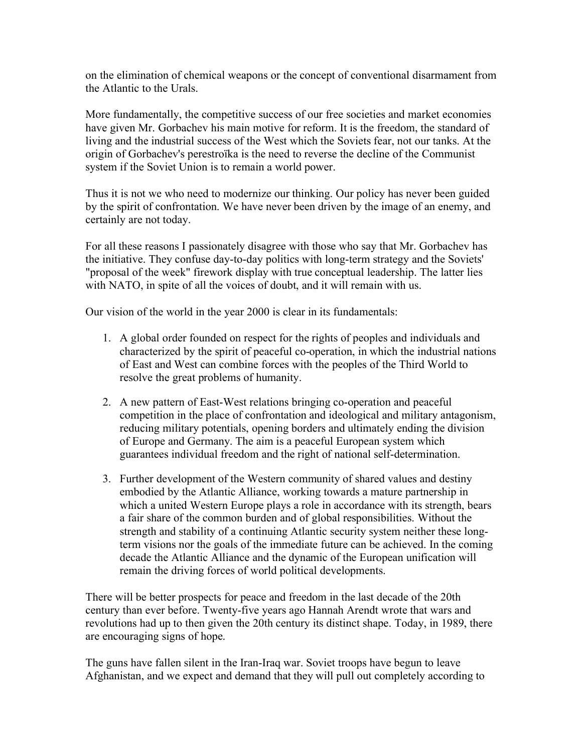on the elimination of chemical weapons or the concept of conventional disarmament from the Atlantic to the Urals.

More fundamentally, the competitive success of our free societies and market economies have given Mr. Gorbachev his main motive for reform. It is the freedom, the standard of living and the industrial success of the West which the Soviets fear, not our tanks. At the origin of Gorbachev's perestroïka is the need to reverse the decline of the Communist system if the Soviet Union is to remain a world power.

Thus it is not we who need to modernize our thinking. Our policy has never been guided by the spirit of confrontation. We have never been driven by the image of an enemy, and certainly are not today.

For all these reasons I passionately disagree with those who say that Mr. Gorbachev has the initiative. They confuse day-to-day politics with long-term strategy and the Soviets' "proposal of the week" firework display with true conceptual leadership. The latter lies with NATO, in spite of all the voices of doubt, and it will remain with us.

Our vision of the world in the year 2000 is clear in its fundamentals:

1. A global order founded on respect for the rights of peoples and individuals and characterized by the spirit of peaceful co-operation, in which the industrial nations of East and West can combine forces with the peoples of the Third World to resolve the great problems of humanity.

2. A new pattern of East-West relations bringing co-operation and peaceful competition in the place of confrontation and ideological and military antagonism, reducing military potentials, opening borders and ultimately ending the division of Europe and Germany. The aim is a peaceful European system which guarantees individual freedom and the right of national self-determination.

3. Further development of the Western community of shared values and destiny embodied by the Atlantic Alliance, working towards a mature partnership in which a united Western Europe plays a role in accordance with its strength, bears a fair share of the common burden and of global responsibilities. Without the strength and stability of a continuing Atlantic security system neither these long-term visions nor the goals of the immediate future can be achieved. In the coming decade the Atlantic Alliance and the dynamic of the European unification will remain the driving forces of world political developments.

There will be better prospects for peace and freedom in the last decade of the 20th century than ever before. Twenty-five years ago Hannah Arendt wrote that wars and revolutions had up to then given the 20th century its distinct shape. Today, in 1989, there are encouraging signs of hope.

The guns have fallen silent in the Iran-Iraq war. Soviet troops have begun to leave Afghanistan, and we expect and demand that they will pull out completely according to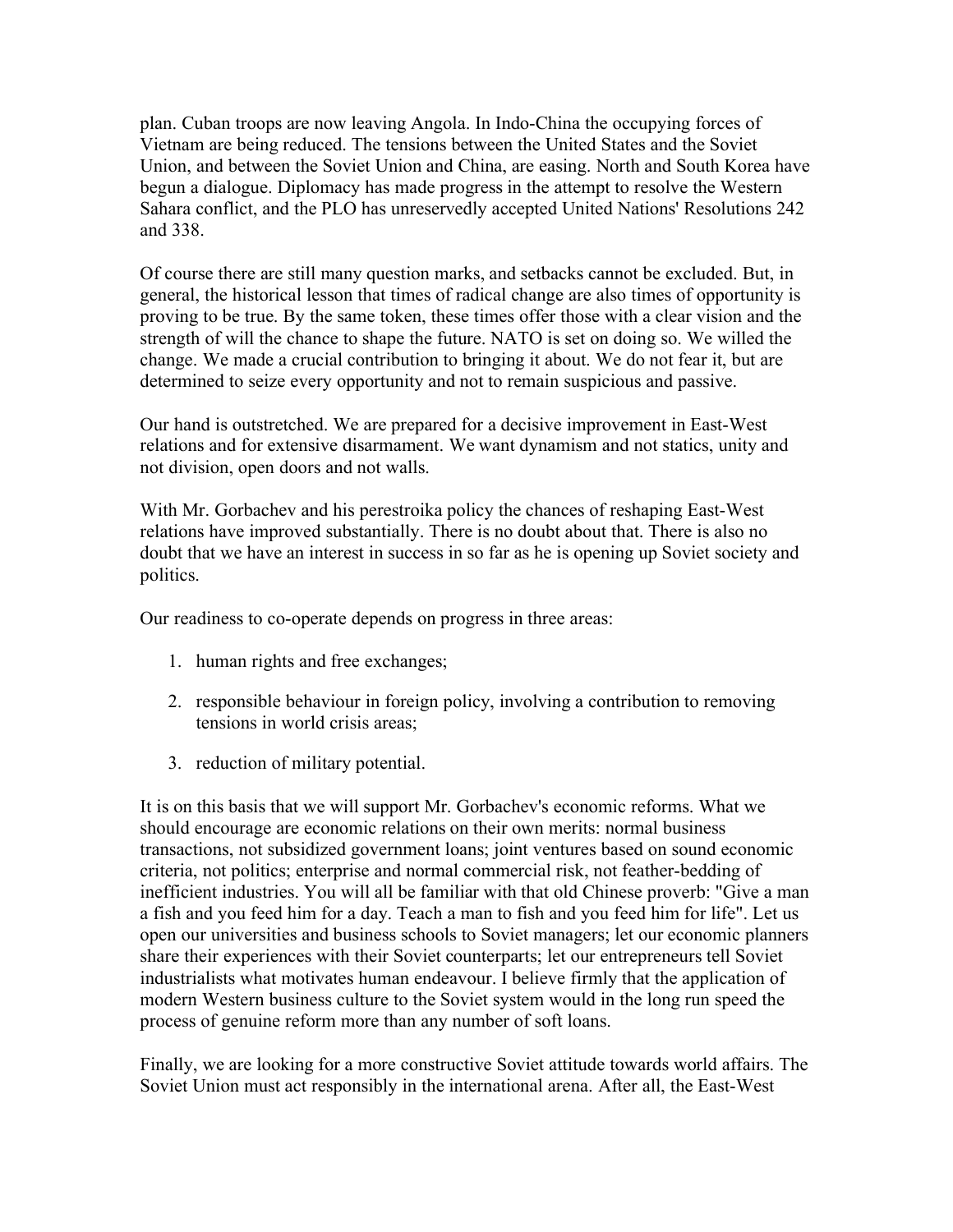plan. Cuban troops are now leaving Angola. In Indo-China the occupying forces of Vietnam are being reduced. The tensions between the United States and the Soviet Union, and between the Soviet Union and China, are easing. North and South Korea have begun a dialogue. Diplomacy has made progress in the attempt to resolve the Western Sahara conflict, and the PLO has unreservedly accepted United Nations' Resolutions 242 and 338.

Of course there are still many question marks, and setbacks cannot be excluded. But, in general, the historical lesson that times of radical change are also times of opportunity is proving to be true. By the same token, these times offer those with a clear vision and the strength of will the chance to shape the future. NATO is set on doing so. We willed the change. We made a crucial contribution to bringing it about. We do not fear it, but are determined to seize every opportunity and not to remain suspicious and passive.

Our hand is outstretched. We are prepared for a decisive improvement in East-West relations and for extensive disarmament. We want dynamism and not statics, unity and not division, open doors and not walls.

With Mr. Gorbachev and his perestroika policy the chances of reshaping East-West relations have improved substantially. There is no doubt about that. There is also no doubt that we have an interest in success in so far as he is opening up Soviet society and politics.

Our readiness to co-operate depends on progress in three areas:

1. human rights and free exchanges;
2. responsible behaviour in foreign policy, involving a contribution to removing tensions in world crisis areas;
3. reduction of military potential.

It is on this basis that we will support Mr. Gorbachev's economic reforms. What we should encourage are economic relations on their own merits: normal business transactions, not subsidized government loans; joint ventures based on sound economic criteria, not politics; enterprise and normal commercial risk, not feather-bedding of inefficient industries. You will all be familiar with that old Chinese proverb: "Give a man a fish and you feed him for a day. Teach a man to fish and you feed him for life". Let us open our universities and business schools to Soviet managers; let our economic planners share their experiences with their Soviet counterparts; let our entrepreneurs tell Soviet industrialists what motivates human endeavour. I believe firmly that the application of modern Western business culture to the Soviet system would in the long run speed the process of genuine reform more than any number of soft loans.

Finally, we are looking for a more constructive Soviet attitude towards world affairs. The Soviet Union must act responsibly in the international arena. After all, the East-West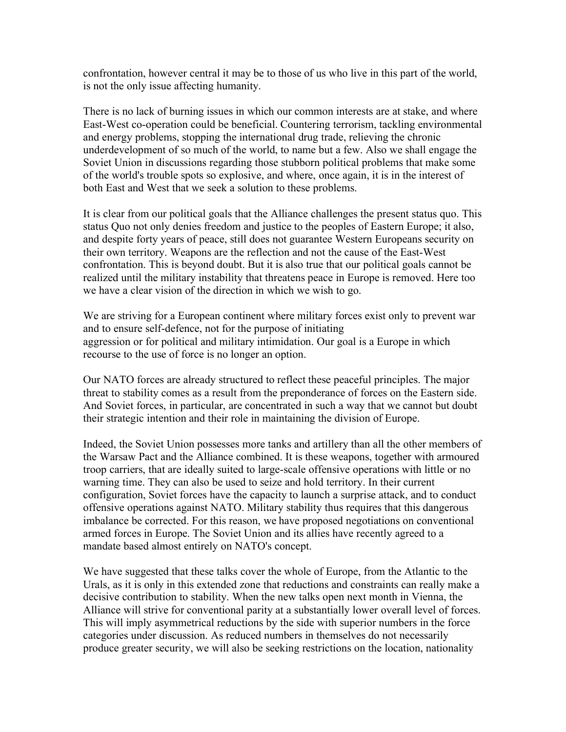confrontation, however central it may be to those of us who live in this part of the world, is not the only issue affecting humanity.

There is no lack of burning issues in which our common interests are at stake, and where East-West co-operation could be beneficial. Countering terrorism, tackling environmental and energy problems, stopping the international drug trade, relieving the chronic underdevelopment of so much of the world, to name but a few. Also we shall engage the Soviet Union in discussions regarding those stubborn political problems that make some of the world's trouble spots so explosive, and where, once again, it is in the interest of both East and West that we seek a solution to these problems.

It is clear from our political goals that the Alliance challenges the present status quo. This status Quo not only denies freedom and justice to the peoples of Eastern Europe; it also, and despite forty years of peace, still does not guarantee Western Europeans security on their own territory. Weapons are the reflection and not the cause of the East-West confrontation. This is beyond doubt. But it is also true that our political goals cannot be realized until the military instability that threatens peace in Europe is removed. Here too we have a clear vision of the direction in which we wish to go.

We are striving for a European continent where military forces exist only to prevent war and to ensure self-defence, not for the purpose of initiating aggression or for political and military intimidation. Our goal is a Europe in which recourse to the use of force is no longer an option.

Our NATO forces are already structured to reflect these peaceful principles. The major threat to stability comes as a result from the preponderance of forces on the Eastern side. And Soviet forces, in particular, are concentrated in such a way that we cannot but doubt their strategic intention and their role in maintaining the division of Europe.

Indeed, the Soviet Union possesses more tanks and artillery than all the other members of the Warsaw Pact and the Alliance combined. It is these weapons, together with armoured troop carriers, that are ideally suited to large-scale offensive operations with little or no warning time. They can also be used to seize and hold territory. In their current configuration, Soviet forces have the capacity to launch a surprise attack, and to conduct offensive operations against NATO. Military stability thus requires that this dangerous imbalance be corrected. For this reason, we have proposed negotiations on conventional armed forces in Europe. The Soviet Union and its allies have recently agreed to a mandate based almost entirely on NATO's concept.

We have suggested that these talks cover the whole of Europe, from the Atlantic to the Urals, as it is only in this extended zone that reductions and constraints can really make a decisive contribution to stability. When the new talks open next month in Vienna, the Alliance will strive for conventional parity at a substantially lower overall level of forces. This will imply asymmetrical reductions by the side with superior numbers in the force categories under discussion. As reduced numbers in themselves do not necessarily produce greater security, we will also be seeking restrictions on the location, nationality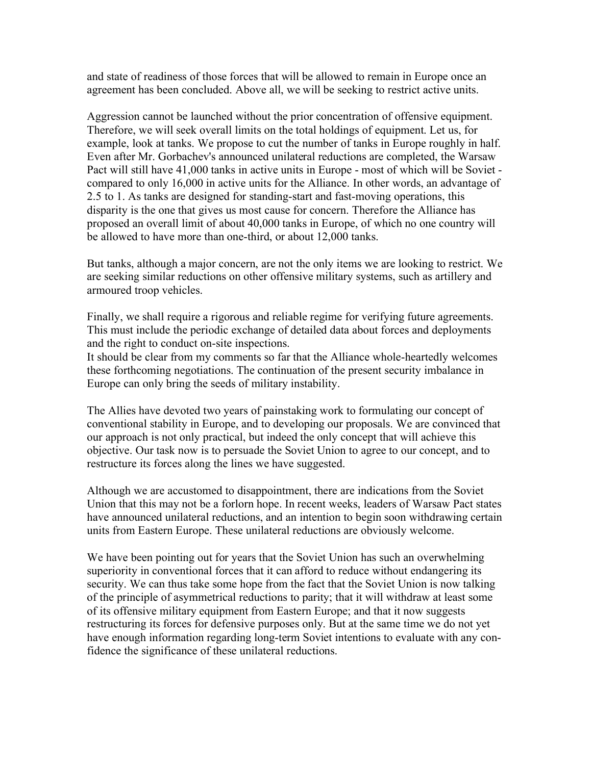and state of readiness of those forces that will be allowed to remain in Europe once an agreement has been concluded. Above all, we will be seeking to restrict active units.

Aggression cannot be launched without the prior concentration of offensive equipment. Therefore, we will seek overall limits on the total holdings of equipment. Let us, for example, look at tanks. We propose to cut the number of tanks in Europe roughly in half. Even after Mr. Gorbachev's announced unilateral reductions are completed, the Warsaw Pact will still have 41,000 tanks in active units in Europe - most of which will be Soviet - compared to only 16,000 in active units for the Alliance. In other words, an advantage of 2.5 to 1. As tanks are designed for standing-start and fast-moving operations, this disparity is the one that gives us most cause for concern. Therefore the Alliance has proposed an overall limit of about 40,000 tanks in Europe, of which no one country will be allowed to have more than one-third, or about 12,000 tanks.

But tanks, although a major concern, are not the only items we are looking to restrict. We are seeking similar reductions on other offensive military systems, such as artillery and armoured troop vehicles.

Finally, we shall require a rigorous and reliable regime for verifying future agreements. This must include the periodic exchange of detailed data about forces and deployments and the right to conduct on-site inspections.

It should be clear from my comments so far that the Alliance whole-heartedly welcomes these forthcoming negotiations. The continuation of the present security imbalance in Europe can only bring the seeds of military instability.

The Allies have devoted two years of painstaking work to formulating our concept of conventional stability in Europe, and to developing our proposals. We are convinced that our approach is not only practical, but indeed the only concept that will achieve this objective. Our task now is to persuade the Soviet Union to agree to our concept, and to restructure its forces along the lines we have suggested.

Although we are accustomed to disappointment, there are indications from the Soviet Union that this may not be a forlorn hope. In recent weeks, leaders of Warsaw Pact states have announced unilateral reductions, and an intention to begin soon withdrawing certain units from Eastern Europe. These unilateral reductions are obviously welcome.

We have been pointing out for years that the Soviet Union has such an overwhelming superiority in conventional forces that it can afford to reduce without endangering its security. We can thus take some hope from the fact that the Soviet Union is now talking of the principle of asymmetrical reductions to parity; that it will withdraw at least some of its offensive military equipment from Eastern Europe; and that it now suggests restructuring its forces for defensive purposes only. But at the same time we do not yet have enough information regarding long-term Soviet intentions to evaluate with any confidence the significance of these unilateral reductions.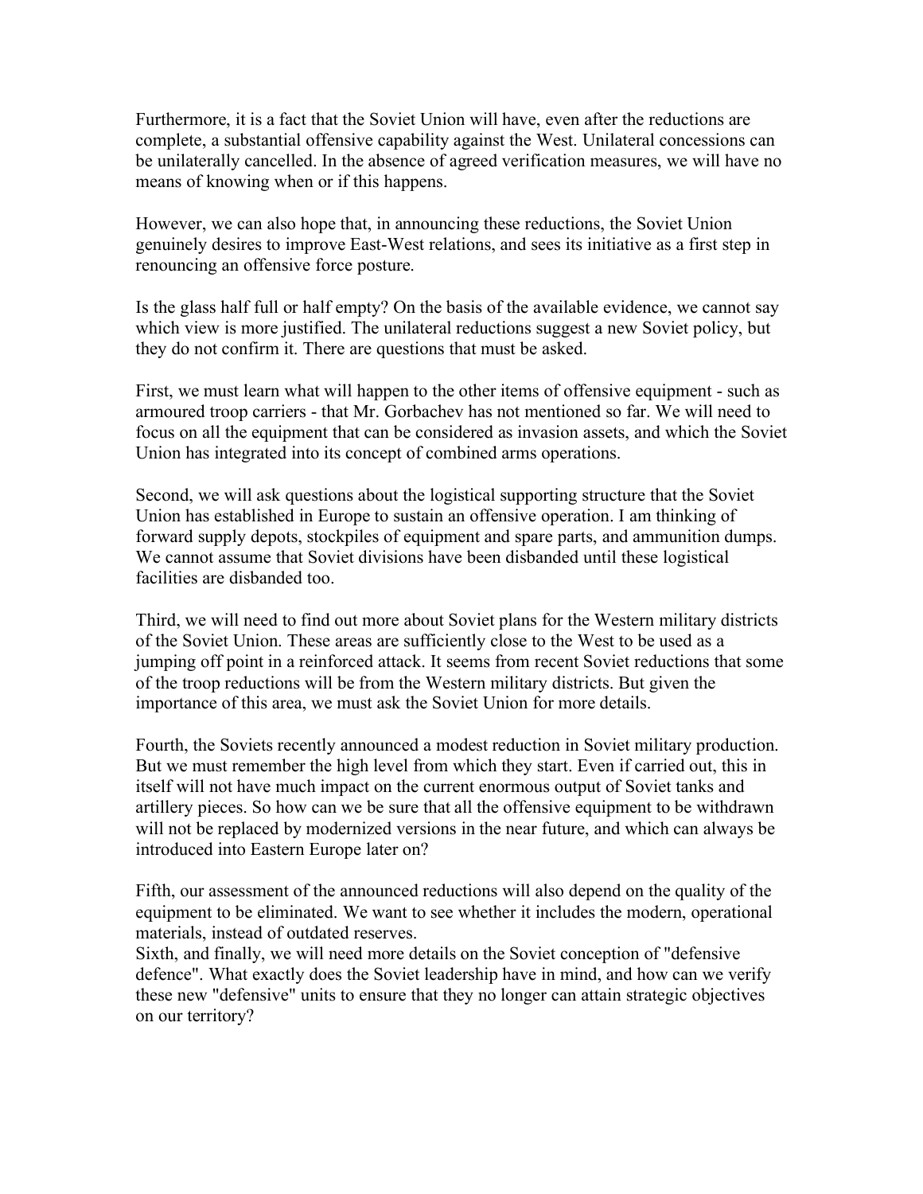Furthermore, it is a fact that the Soviet Union will have, even after the reductions are complete, a substantial offensive capability against the West. Unilateral concessions can be unilaterally cancelled. In the absence of agreed verification measures, we will have no means of knowing when or if this happens.

However, we can also hope that, in announcing these reductions, the Soviet Union genuinely desires to improve East-West relations, and sees its initiative as a first step in renouncing an offensive force posture.

Is the glass half full or half empty? On the basis of the available evidence, we cannot say which view is more justified. The unilateral reductions suggest a new Soviet policy, but they do not confirm it. There are questions that must be asked.

First, we must learn what will happen to the other items of offensive equipment - such as armoured troop carriers - that Mr. Gorbachev has not mentioned so far. We will need to focus on all the equipment that can be considered as invasion assets, and which the Soviet Union has integrated into its concept of combined arms operations.

Second, we will ask questions about the logistical supporting structure that the Soviet Union has established in Europe to sustain an offensive operation. I am thinking of forward supply depots, stockpiles of equipment and spare parts, and ammunition dumps. We cannot assume that Soviet divisions have been disbanded until these logistical facilities are disbanded too.

Third, we will need to find out more about Soviet plans for the Western military districts of the Soviet Union. These areas are sufficiently close to the West to be used as a jumping off point in a reinforced attack. It seems from recent Soviet reductions that some of the troop reductions will be from the Western military districts. But given the importance of this area, we must ask the Soviet Union for more details.

Fourth, the Soviets recently announced a modest reduction in Soviet military production. But we must remember the high level from which they start. Even if carried out, this in itself will not have much impact on the current enormous output of Soviet tanks and artillery pieces. So how can we be sure that all the offensive equipment to be withdrawn will not be replaced by modernized versions in the near future, and which can always be introduced into Eastern Europe later on?

Fifth, our assessment of the announced reductions will also depend on the quality of the equipment to be eliminated. We want to see whether it includes the modern, operational materials, instead of outdated reserves.

Sixth, and finally, we will need more details on the Soviet conception of "defensive defence". What exactly does the Soviet leadership have in mind, and how can we verify these new "defensive" units to ensure that they no longer can attain strategic objectives on our territory?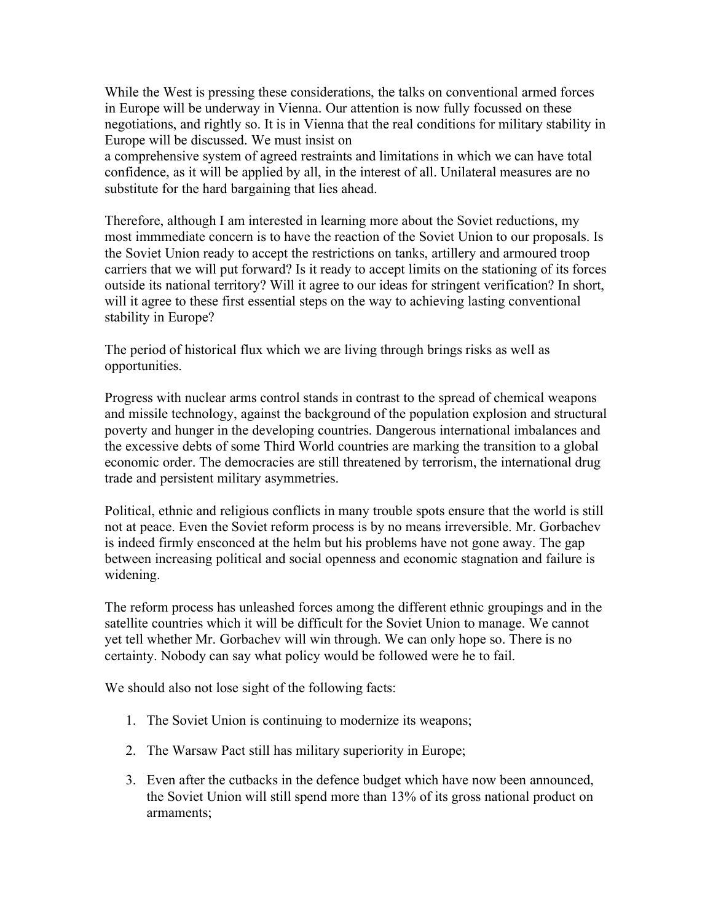While the West is pressing these considerations, the talks on conventional armed forces in Europe will be underway in Vienna. Our attention is now fully focussed on these negotiations, and rightly so. It is in Vienna that the real conditions for military stability in Europe will be discussed. We must insist on a comprehensive system of agreed restraints and limitations in which we can have total confidence, as it will be applied by all, in the interest of all. Unilateral measures are no substitute for the hard bargaining that lies ahead.

Therefore, although I am interested in learning more about the Soviet reductions, my most immmediate concern is to have the reaction of the Soviet Union to our proposals. Is the Soviet Union ready to accept the restrictions on tanks, artillery and armoured troop carriers that we will put forward? Is it ready to accept limits on the stationing of its forces outside its national territory? Will it agree to our ideas for stringent verification? In short, will it agree to these first essential steps on the way to achieving lasting conventional stability in Europe?

The period of historical flux which we are living through brings risks as well as opportunities.

Progress with nuclear arms control stands in contrast to the spread of chemical weapons and missile technology, against the background of the population explosion and structural poverty and hunger in the developing countries. Dangerous international imbalances and the excessive debts of some Third World countries are marking the transition to a global economic order. The democracies are still threatened by terrorism, the international drug trade and persistent military asymmetries.

Political, ethnic and religious conflicts in many trouble spots ensure that the world is still not at peace. Even the Soviet reform process is by no means irreversible. Mr. Gorbachev is indeed firmly ensconced at the helm but his problems have not gone away. The gap between increasing political and social openness and economic stagnation and failure is widening.

The reform process has unleashed forces among the different ethnic groupings and in the satellite countries which it will be difficult for the Soviet Union to manage. We cannot yet tell whether Mr. Gorbachev will win through. We can only hope so. There is no certainty. Nobody can say what policy would be followed were he to fail.

We should also not lose sight of the following facts:

1. The Soviet Union is continuing to modernize its weapons;
2. The Warsaw Pact still has military superiority in Europe;
3. Even after the cutbacks in the defence budget which have now been announced, the Soviet Union will still spend more than 13% of its gross national product on armaments;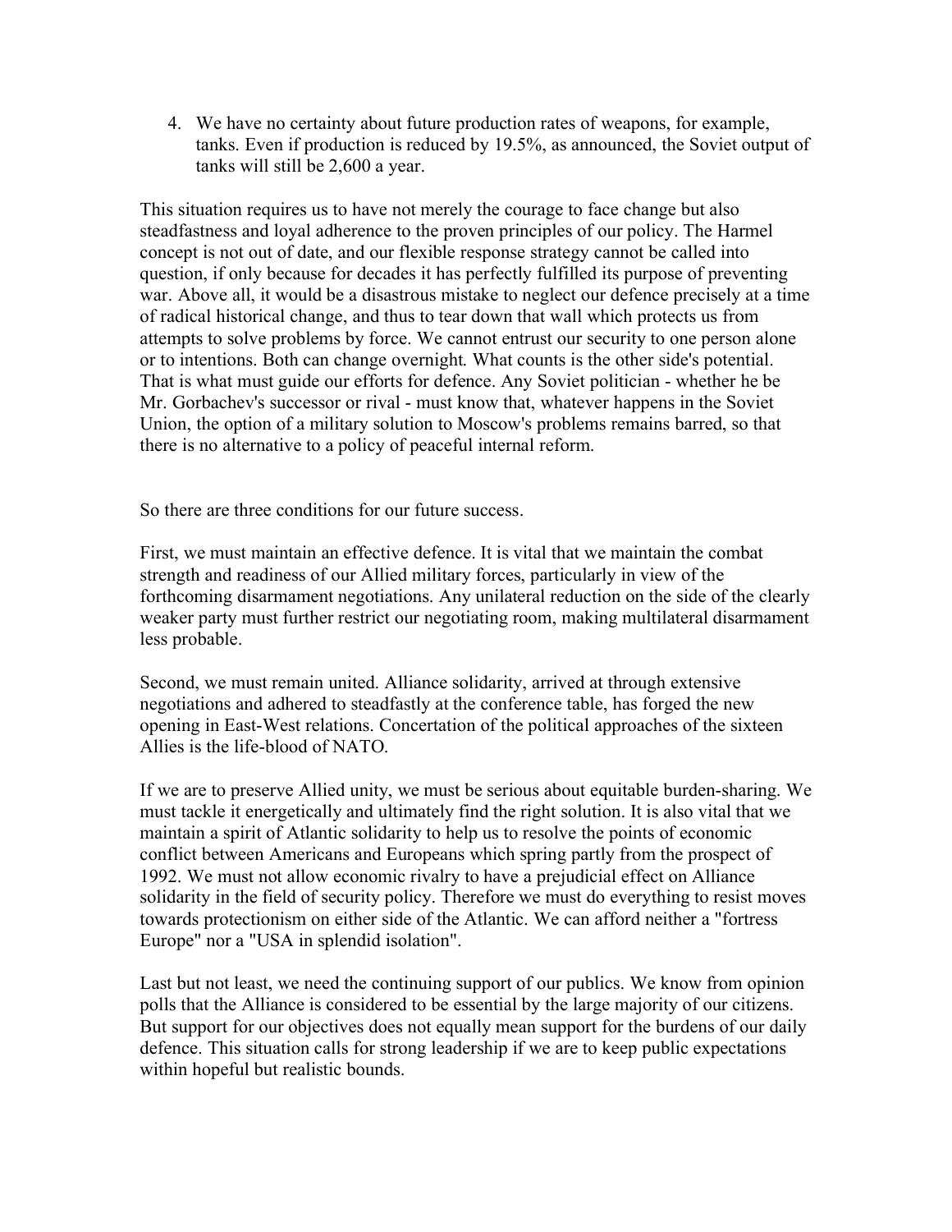4. We have no certainty about future production rates of weapons, for example, tanks. Even if production is reduced by 19.5%, as announced, the Soviet output of tanks will still be 2,600 a year.

This situation requires us to have not merely the courage to face change but also steadfastness and loyal adherence to the proven principles of our policy. The Harmel concept is not out of date, and our flexible response strategy cannot be called into question, if only because for decades it has perfectly fulfilled its purpose of preventing war. Above all, it would be a disastrous mistake to neglect our defence precisely at a time of radical historical change, and thus to tear down that wall which protects us from attempts to solve problems by force. We cannot entrust our security to one person alone or to intentions. Both can change overnight. What counts is the other side's potential. That is what must guide our efforts for defence. Any Soviet politician - whether he be Mr. Gorbachev's successor or rival - must know that, whatever happens in the Soviet Union, the option of a military solution to Moscow's problems remains barred, so that there is no alternative to a policy of peaceful internal reform.

So there are three conditions for our future success.

First, we must maintain an effective defence. It is vital that we maintain the combat strength and readiness of our Allied military forces, particularly in view of the forthcoming disarmament negotiations. Any unilateral reduction on the side of the clearly weaker party must further restrict our negotiating room, making multilateral disarmament less probable.

Second, we must remain united. Alliance solidarity, arrived at through extensive negotiations and adhered to steadfastly at the conference table, has forged the new opening in East-West relations. Concertation of the political approaches of the sixteen Allies is the life-blood of NATO.

If we are to preserve Allied unity, we must be serious about equitable burden-sharing. We must tackle it energetically and ultimately find the right solution. It is also vital that we maintain a spirit of Atlantic solidarity to help us to resolve the points of economic conflict between Americans and Europeans which spring partly from the prospect of 1992. We must not allow economic rivalry to have a prejudicial effect on Alliance solidarity in the field of security policy. Therefore we must do everything to resist moves towards protectionism on either side of the Atlantic. We can afford neither a "fortress Europe" nor a "USA in splendid isolation".

Last but not least, we need the continuing support of our publics. We know from opinion polls that the Alliance is considered to be essential by the large majority of our citizens. But support for our objectives does not equally mean support for the burdens of our daily defence. This situation calls for strong leadership if we are to keep public expectations within hopeful but realistic bounds.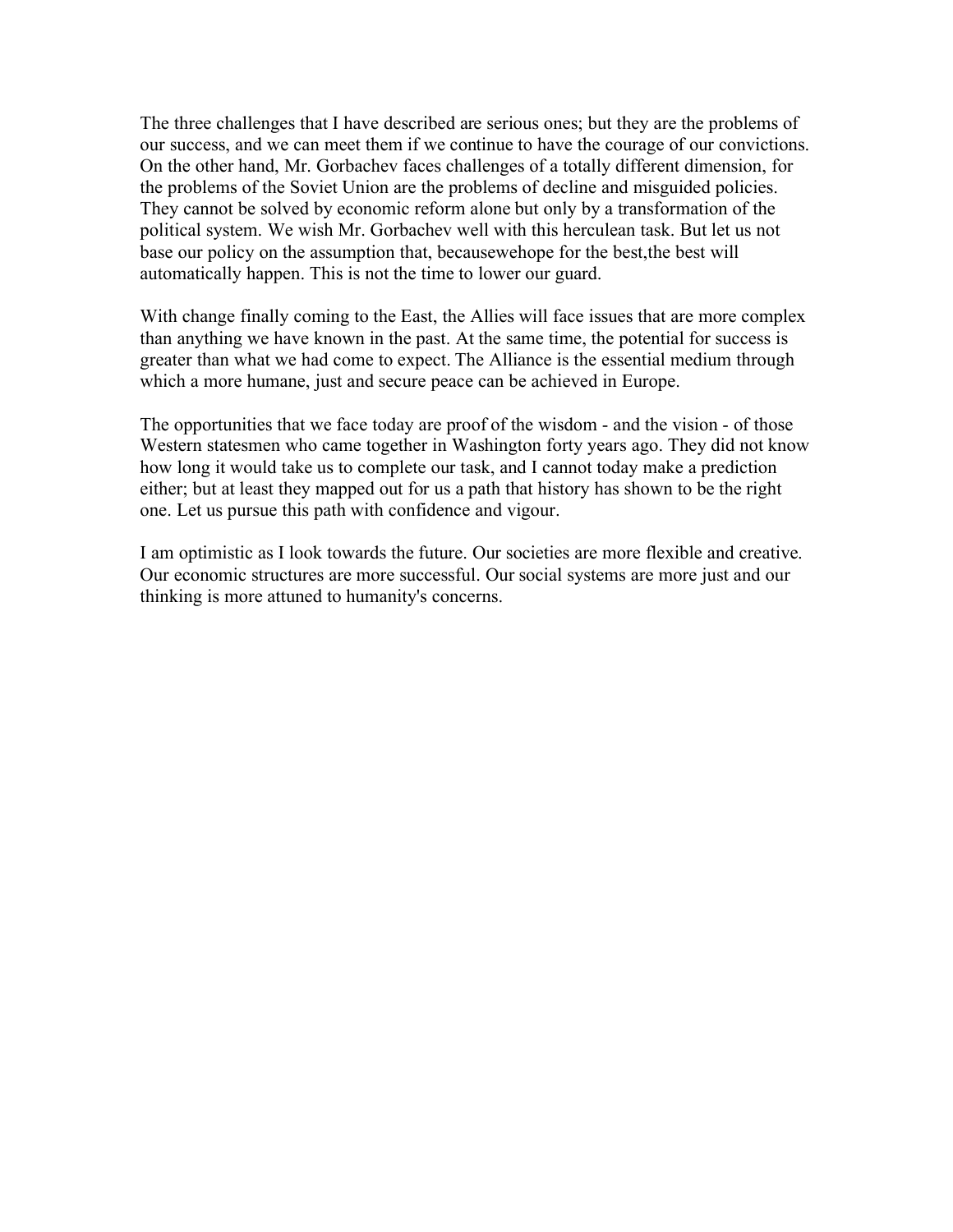The three challenges that I have described are serious ones; but they are the problems of our success, and we can meet them if we continue to have the courage of our convictions. On the other hand, Mr. Gorbachev faces challenges of a totally different dimension, for the problems of the Soviet Union are the problems of decline and misguided policies. They cannot be solved by economic reform alone but only by a transformation of the political system. We wish Mr. Gorbachev well with this herculean task. But let us not base our policy on the assumption that, becausewehope for the best,the best will automatically happen. This is not the time to lower our guard.

With change finally coming to the East, the Allies will face issues that are more complex than anything we have known in the past. At the same time, the potential for success is greater than what we had come to expect. The Alliance is the essential medium through which a more humane, just and secure peace can be achieved in Europe.

The opportunities that we face today are proof of the wisdom - and the vision - of those Western statesmen who came together in Washington forty years ago. They did not know how long it would take us to complete our task, and I cannot today make a prediction either; but at least they mapped out for us a path that history has shown to be the right one. Let us pursue this path with confidence and vigour.

I am optimistic as I look towards the future. Our societies are more flexible and creative. Our economic structures are more successful. Our social systems are more just and our thinking is more attuned to humanity's concerns.